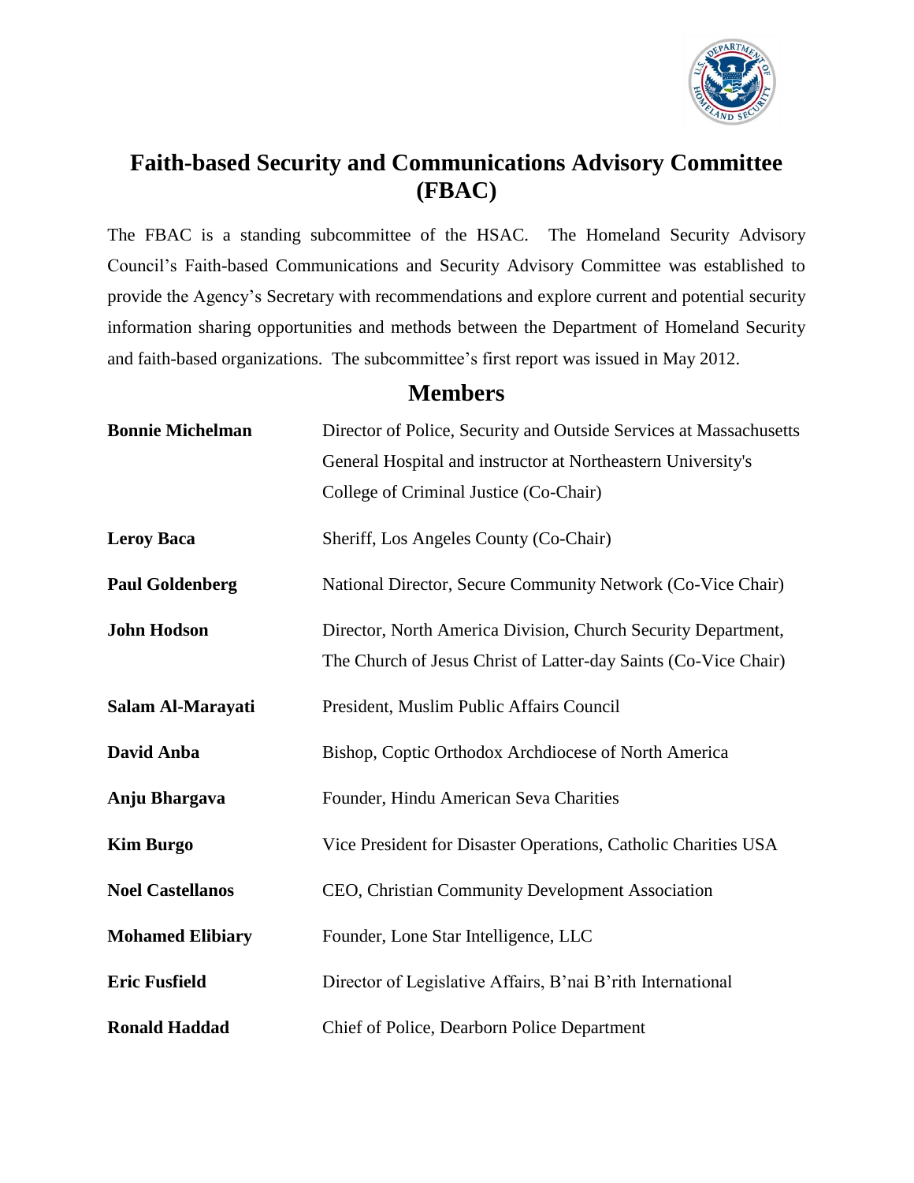# Faith-based Security and Communications Advisory Committee (FBAC)

The FBAC is a standing subcommittee of the HSAC. The Homeland Security Advisory Council's Faith-based Communications and Security Advisory Committee was established to provide the Agency's Secretary with recommendations and explore current and potential security information sharing opportunities and methods between the Department of Homeland Security and faith-based organizations. The subcommittee's first report was issued in May 2012.

## Members

| | |
|---|---|
| **Bonnie Michelman** | Director of Police, Security and Outside Services at Massachusetts General Hospital and instructor at Northeastern University's College of Criminal Justice (Co-Chair) |
| **Leroy Baca** | Sheriff, Los Angeles County (Co-Chair) |
| **Paul Goldenberg** | National Director, Secure Community Network (Co-Vice Chair) |
| **John Hodson** | Director, North America Division, Church Security Department, The Church of Jesus Christ of Latter-day Saints (Co-Vice Chair) |
| **Salam Al-Marayati** | President, Muslim Public Affairs Council |
| **David Anba** | Bishop, Coptic Orthodox Archdiocese of North America |
| **Anju Bhargava** | Founder, Hindu American Seva Charities |
| **Kim Burgo** | Vice President for Disaster Operations, Catholic Charities USA |
| **Noel Castellanos** | CEO, Christian Community Development Association |
| **Mohamed Elibiary** | Founder, Lone Star Intelligence, LLC |
| **Eric Fusfield** | Director of Legislative Affairs, B'nai B'rith International |
| **Ronald Haddad** | Chief of Police, Dearborn Police Department |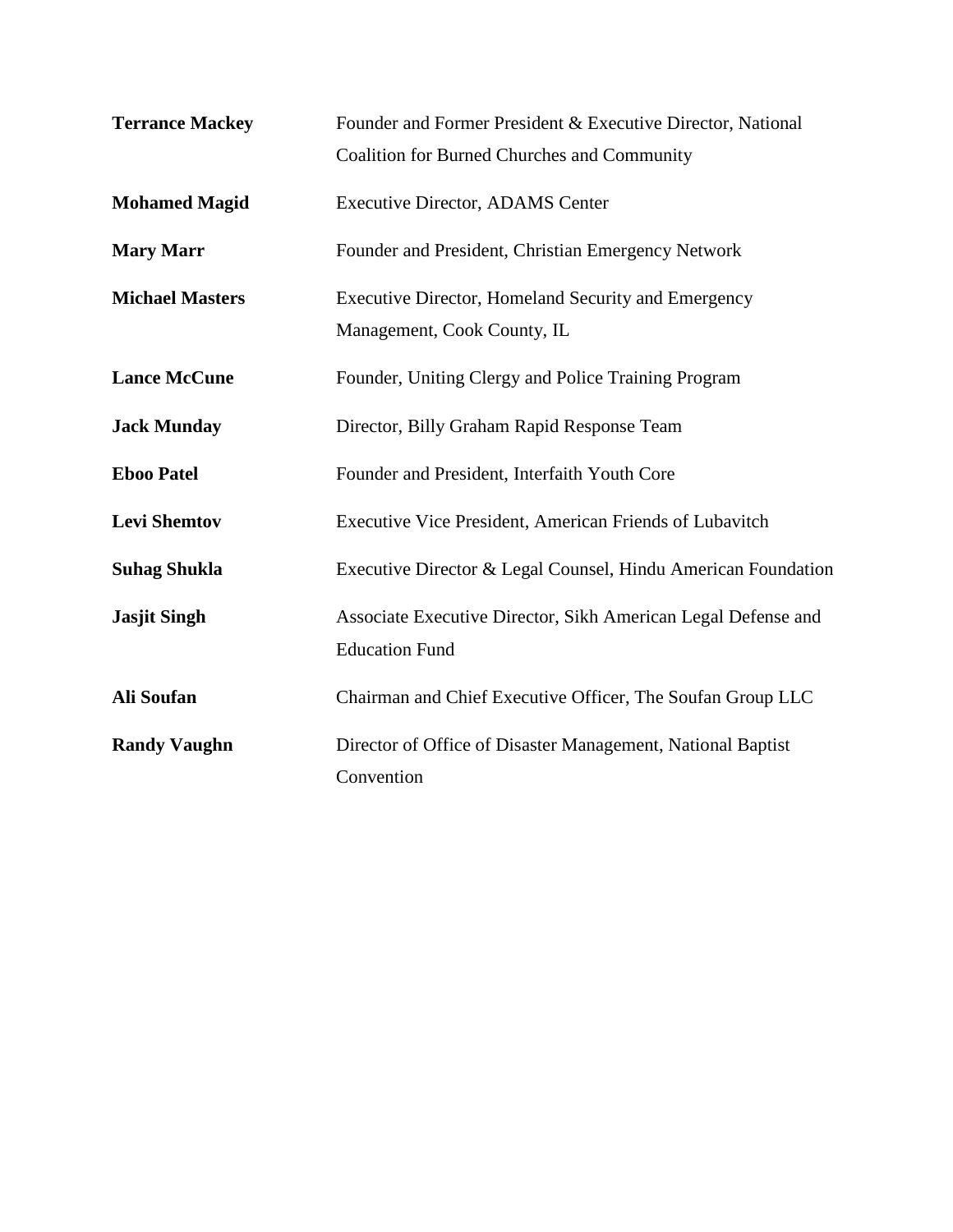| | |
|---|---|
| **Terrance Mackey** | Founder and Former President & Executive Director, National Coalition for Burned Churches and Community |
| **Mohamed Magid** | Executive Director, ADAMS Center |
| **Mary Marr** | Founder and President, Christian Emergency Network |
| **Michael Masters** | Executive Director, Homeland Security and Emergency Management, Cook County, IL |
| **Lance McCune** | Founder, Uniting Clergy and Police Training Program |
| **Jack Munday** | Director, Billy Graham Rapid Response Team |
| **Eboo Patel** | Founder and President, Interfaith Youth Core |
| **Levi Shemtov** | Executive Vice President, American Friends of Lubavitch |
| **Suhag Shukla** | Executive Director & Legal Counsel, Hindu American Foundation |
| **Jasjit Singh** | Associate Executive Director, Sikh American Legal Defense and Education Fund |
| **Ali Soufan** | Chairman and Chief Executive Officer, The Soufan Group LLC |
| **Randy Vaughn** | Director of Office of Disaster Management, National Baptist Convention |